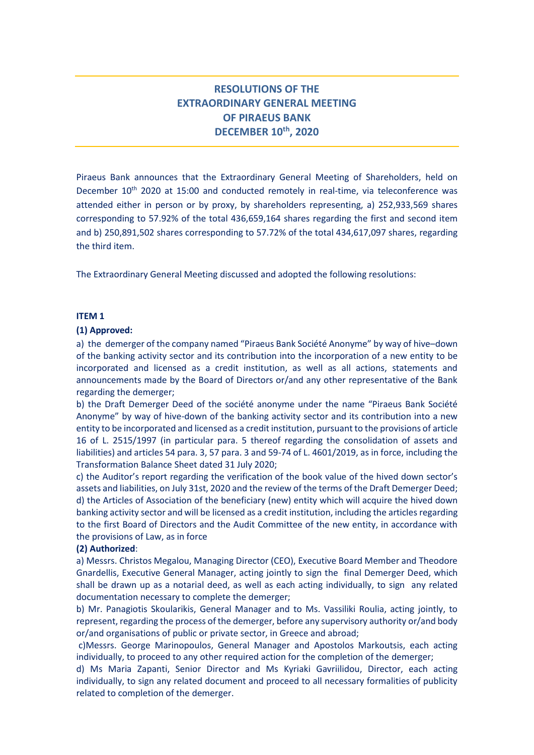# RESOLUTIONS OF THE EXTRAORDINARY GENERAL MEETING OF PIRAEUS BANK DECEMBER 10th, 2020

Piraeus Bank announces that the Extraordinary General Meeting of Shareholders, held on December 10th 2020 at 15:00 and conducted remotely in real-time, via teleconference was attended either in person or by proxy, by shareholders representing, a) 252,933,569 shares corresponding to 57.92% of the total 436,659,164 shares regarding the first and second item and b) 250,891,502 shares corresponding to 57.72% of the total 434,617,097 shares, regarding the third item.

The Extraordinary General Meeting discussed and adopted the following resolutions:

**ITEM 1**

**(1) Approved:**

a) the demerger of the company named "Piraeus Bank Société Anonyme" by way of hive–down of the banking activity sector and its contribution into the incorporation of a new entity to be incorporated and licensed as a credit institution, as well as all actions, statements and announcements made by the Board of Directors or/and any other representative of the Bank regarding the demerger;

b) the Draft Demerger Deed of the société anonyme under the name "Piraeus Bank Société Anonyme" by way of hive-down of the banking activity sector and its contribution into a new entity to be incorporated and licensed as a credit institution, pursuant to the provisions of article 16 of L. 2515/1997 (in particular para. 5 thereof regarding the consolidation of assets and liabilities) and articles 54 para. 3, 57 para. 3 and 59-74 of L. 4601/2019, as in force, including the Transformation Balance Sheet dated 31 July 2020;

c) the Auditor's report regarding the verification of the book value of the hived down sector's assets and liabilities, on July 31st, 2020 and the review of the terms of the Draft Demerger Deed;

d) the Articles of Association of the beneficiary (new) entity which will acquire the hived down banking activity sector and will be licensed as a credit institution, including the articles regarding to the first Board of Directors and the Audit Committee of the new entity, in accordance with the provisions of Law, as in force

**(2) Authorized**:

a) Messrs. Christos Megalou, Managing Director (CEO), Executive Board Member and Theodore Gnardellis, Executive General Manager, acting jointly to sign the final Demerger Deed, which shall be drawn up as a notarial deed, as well as each acting individually, to sign any related documentation necessary to complete the demerger;

b) Mr. Panagiotis Skoularikis, General Manager and to Ms. Vassiliki Roulia, acting jointly, to represent, regarding the process of the demerger, before any supervisory authority or/and body or/and organisations of public or private sector, in Greece and abroad;

c)Messrs. George Marinopoulos, General Manager and Apostolos Markoutsis, each acting individually, to proceed to any other required action for the completion of the demerger;

d) Ms Maria Zapanti, Senior Director and Ms Kyriaki Gavriilidou, Director, each acting individually, to sign any related document and proceed to all necessary formalities of publicity related to completion of the demerger.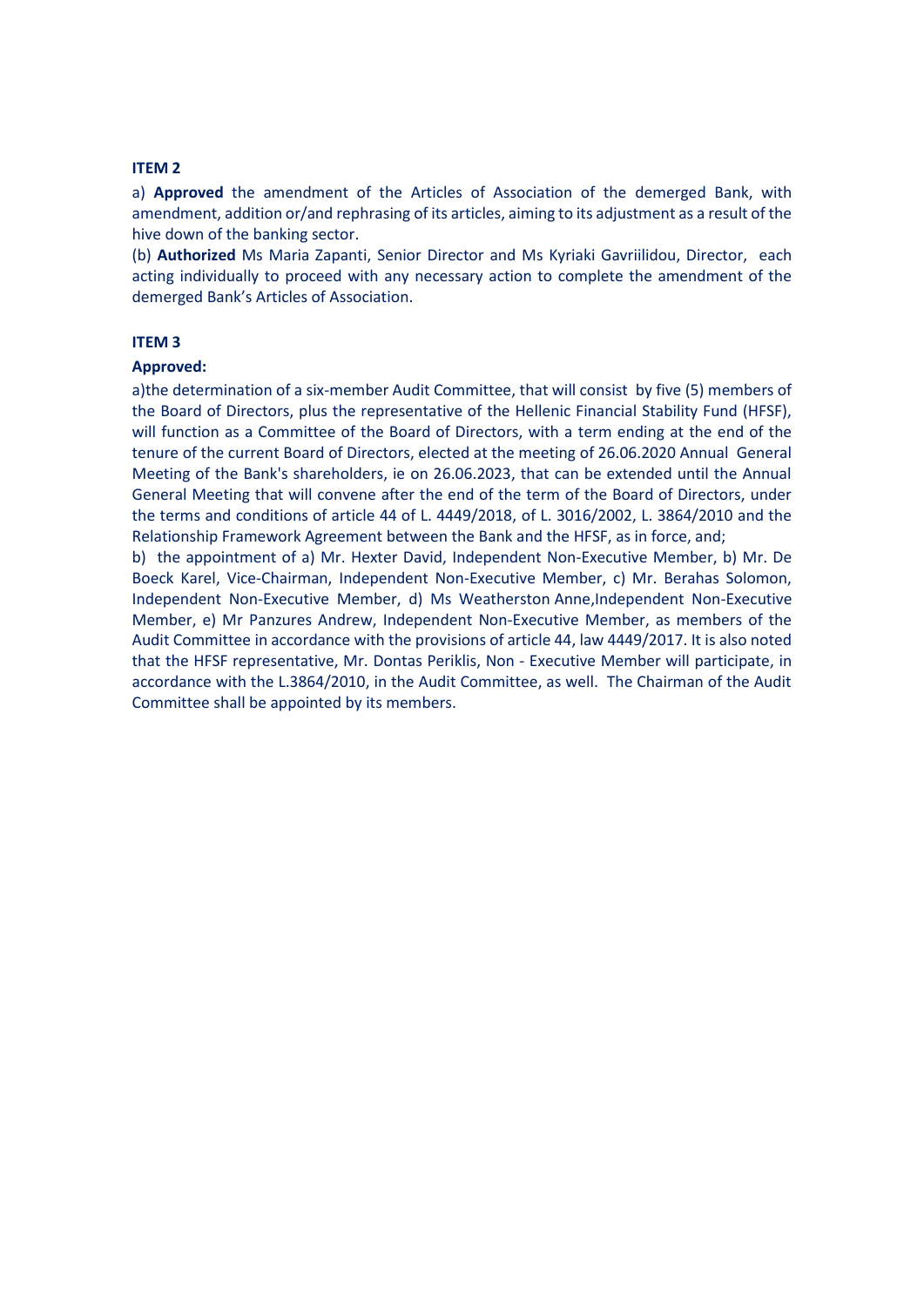**ITEM 2**

a) **Approved** the amendment of the Articles of Association of the demerged Bank, with amendment, addition or/and rephrasing of its articles, aiming to its adjustment as a result of the hive down of the banking sector.

(b) **Authorized** Ms Maria Zapanti, Senior Director and Ms Kyriaki Gavriilidou, Director, each acting individually to proceed with any necessary action to complete the amendment of the demerged Bank's Articles of Association.

**ITEM 3**

**Approved:**

a)the determination of a six-member Audit Committee, that will consist by five (5) members of the Board of Directors, plus the representative of the Hellenic Financial Stability Fund (HFSF), will function as a Committee of the Board of Directors, with a term ending at the end of the tenure of the current Board of Directors, elected at the meeting of 26.06.2020 Annual General Meeting of the Bank's shareholders, ie on 26.06.2023, that can be extended until the Annual General Meeting that will convene after the end of the term of the Board of Directors, under the terms and conditions of article 44 of L. 4449/2018, of L. 3016/2002, L. 3864/2010 and the Relationship Framework Agreement between the Bank and the HFSF, as in force, and;

b) the appointment of a) Mr. Hexter David, Independent Non-Executive Member, b) Mr. De Boeck Karel, Vice-Chairman, Independent Non-Executive Member, c) Mr. Berahas Solomon, Independent Non-Executive Member, d) Ms Weatherston Anne,Independent Non-Executive Member, e) Mr Panzures Andrew, Independent Non-Executive Member, as members of the Audit Committee in accordance with the provisions of article 44, law 4449/2017. It is also noted that the HFSF representative, Mr. Dontas Periklis, Non - Executive Member will participate, in accordance with the L.3864/2010, in the Audit Committee, as well. The Chairman of the Audit Committee shall be appointed by its members.